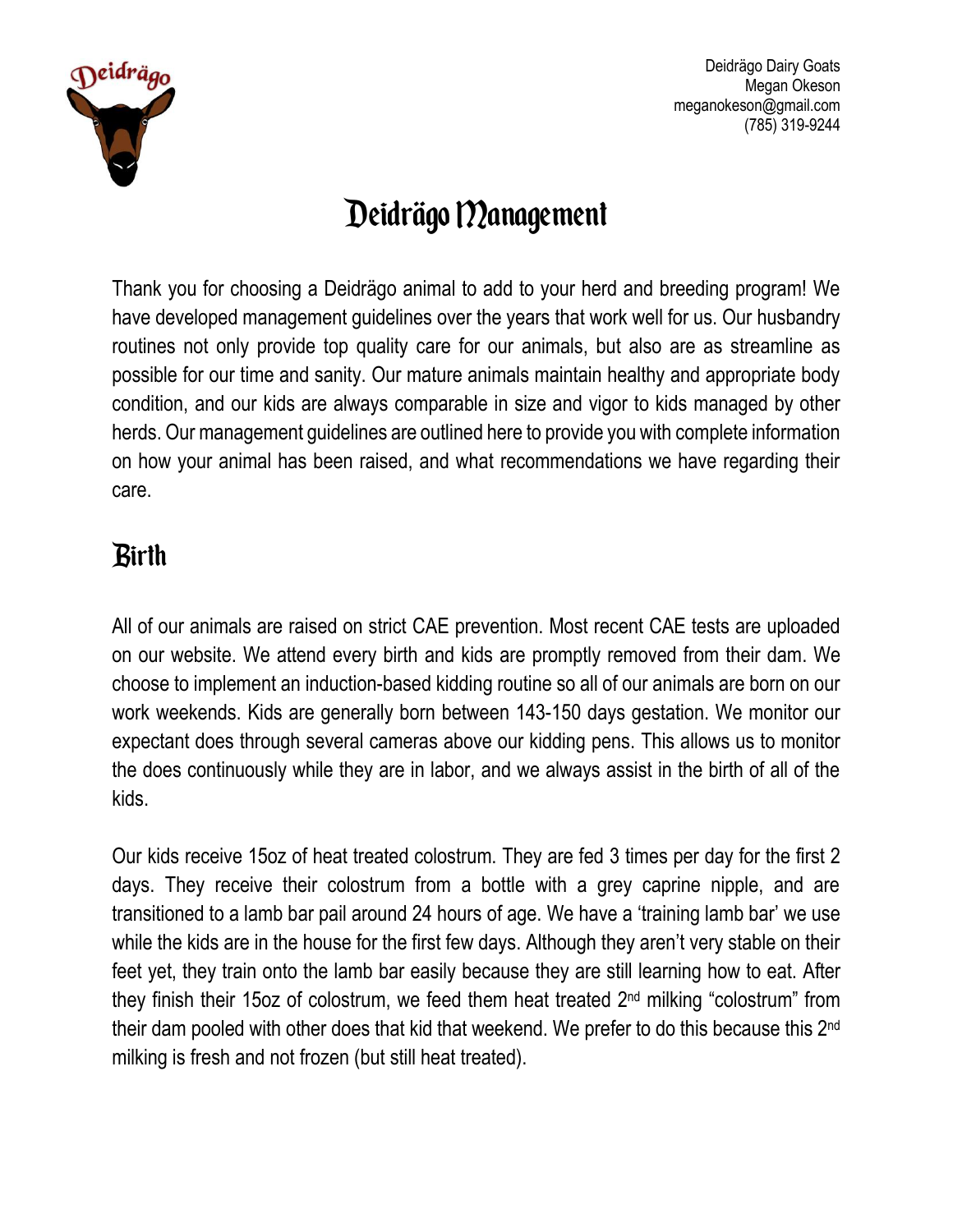Deidrägo Dairy Goats
Megan Okeson
meganokeson@gmail.com
(785) 319-9244

# Deidrägo Management

Thank you for choosing a Deidrägo animal to add to your herd and breeding program! We have developed management guidelines over the years that work well for us. Our husbandry routines not only provide top quality care for our animals, but also are as streamline as possible for our time and sanity. Our mature animals maintain healthy and appropriate body condition, and our kids are always comparable in size and vigor to kids managed by other herds. Our management guidelines are outlined here to provide you with complete information on how your animal has been raised, and what recommendations we have regarding their care.

## Birth

All of our animals are raised on strict CAE prevention. Most recent CAE tests are uploaded on our website. We attend every birth and kids are promptly removed from their dam. We choose to implement an induction-based kidding routine so all of our animals are born on our work weekends. Kids are generally born between 143-150 days gestation. We monitor our expectant does through several cameras above our kidding pens. This allows us to monitor the does continuously while they are in labor, and we always assist in the birth of all of the kids.

Our kids receive 15oz of heat treated colostrum. They are fed 3 times per day for the first 2 days. They receive their colostrum from a bottle with a grey caprine nipple, and are transitioned to a lamb bar pail around 24 hours of age. We have a 'training lamb bar' we use while the kids are in the house for the first few days. Although they aren't very stable on their feet yet, they train onto the lamb bar easily because they are still learning how to eat. After they finish their 15oz of colostrum, we feed them heat treated 2nd milking "colostrum" from their dam pooled with other does that kid that weekend. We prefer to do this because this 2nd milking is fresh and not frozen (but still heat treated).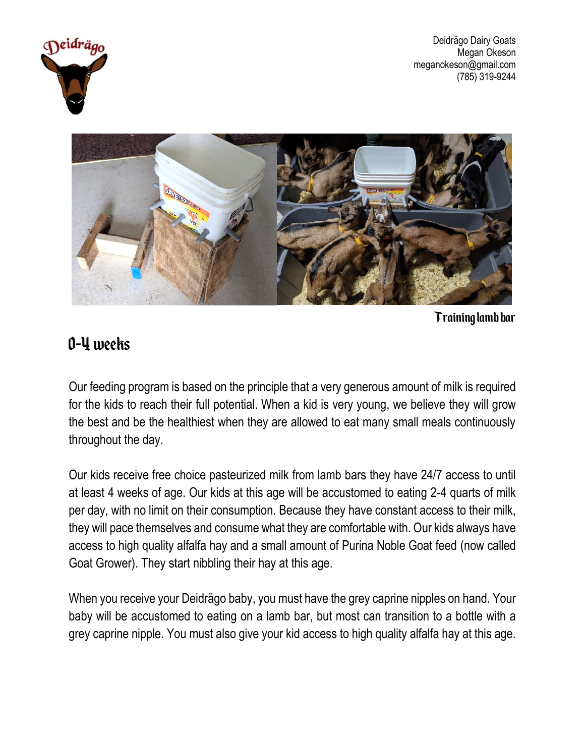Deidrägo Dairy Goats
Megan Okeson
meganokeson@gmail.com
(785) 319-9244

Training lamb bar

## 0-4 weeks

Our feeding program is based on the principle that a very generous amount of milk is required for the kids to reach their full potential. When a kid is very young, we believe they will grow the best and be the healthiest when they are allowed to eat many small meals continuously throughout the day.

Our kids receive free choice pasteurized milk from lamb bars they have 24/7 access to until at least 4 weeks of age. Our kids at this age will be accustomed to eating 2-4 quarts of milk per day, with no limit on their consumption. Because they have constant access to their milk, they will pace themselves and consume what they are comfortable with. Our kids always have access to high quality alfalfa hay and a small amount of Purina Noble Goat feed (now called Goat Grower). They start nibbling their hay at this age.

When you receive your Deidrägo baby, you must have the grey caprine nipples on hand. Your baby will be accustomed to eating on a lamb bar, but most can transition to a bottle with a grey caprine nipple. You must also give your kid access to high quality alfalfa hay at this age.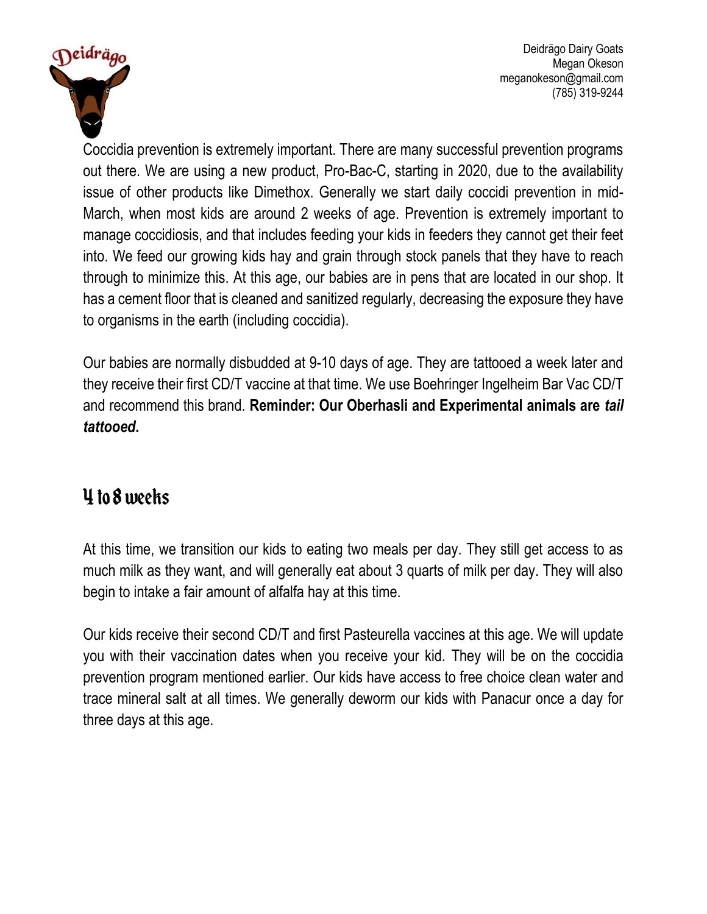Coccidia prevention is extremely important. There are many successful prevention programs out there. We are using a new product, Pro-Bac-C, starting in 2020, due to the availability issue of other products like Dimethox. Generally we start daily coccidi prevention in mid-March, when most kids are around 2 weeks of age. Prevention is extremely important to manage coccidiosis, and that includes feeding your kids in feeders they cannot get their feet into. We feed our growing kids hay and grain through stock panels that they have to reach through to minimize this. At this age, our babies are in pens that are located in our shop. It has a cement floor that is cleaned and sanitized regularly, decreasing the exposure they have to organisms in the earth (including coccidia).

Our babies are normally disbudded at 9-10 days of age. They are tattooed a week later and they receive their first CD/T vaccine at that time. We use Boehringer Ingelheim Bar Vac CD/T and recommend this brand. **Reminder: Our Oberhasli and Experimental animals are *tail tattooed*.**

## 4 to 8 weeks

At this time, we transition our kids to eating two meals per day. They still get access to as much milk as they want, and will generally eat about 3 quarts of milk per day. They will also begin to intake a fair amount of alfalfa hay at this time.

Our kids receive their second CD/T and first Pasteurella vaccines at this age. We will update you with their vaccination dates when you receive your kid. They will be on the coccidia prevention program mentioned earlier. Our kids have access to free choice clean water and trace mineral salt at all times. We generally deworm our kids with Panacur once a day for three days at this age.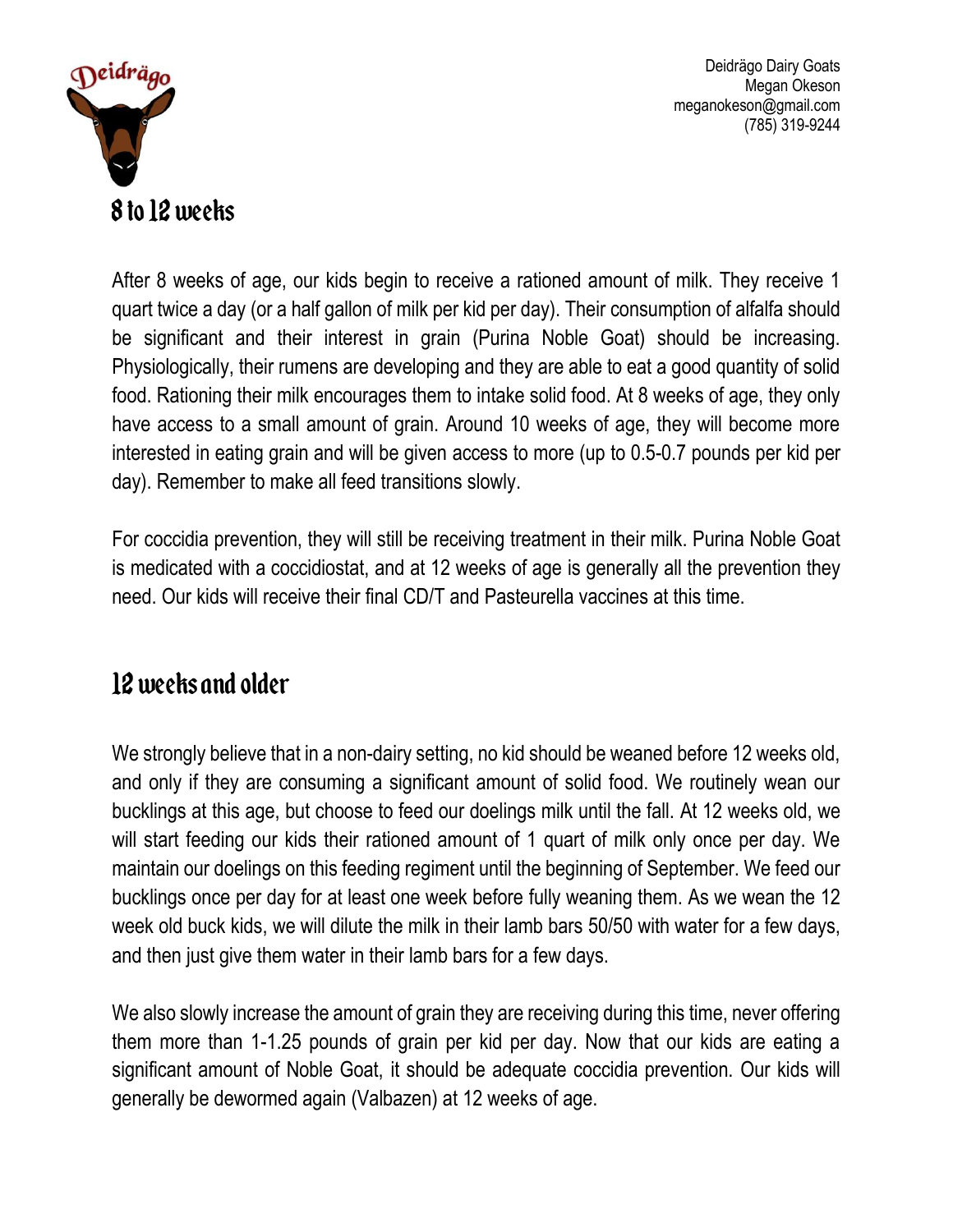## 8 to 12 weeks

After 8 weeks of age, our kids begin to receive a rationed amount of milk. They receive 1 quart twice a day (or a half gallon of milk per kid per day). Their consumption of alfalfa should be significant and their interest in grain (Purina Noble Goat) should be increasing. Physiologically, their rumens are developing and they are able to eat a good quantity of solid food. Rationing their milk encourages them to intake solid food. At 8 weeks of age, they only have access to a small amount of grain. Around 10 weeks of age, they will become more interested in eating grain and will be given access to more (up to 0.5-0.7 pounds per kid per day). Remember to make all feed transitions slowly.

For coccidia prevention, they will still be receiving treatment in their milk. Purina Noble Goat is medicated with a coccidiostat, and at 12 weeks of age is generally all the prevention they need. Our kids will receive their final CD/T and Pasteurella vaccines at this time.

## 12 weeks and older

We strongly believe that in a non-dairy setting, no kid should be weaned before 12 weeks old, and only if they are consuming a significant amount of solid food. We routinely wean our bucklings at this age, but choose to feed our doelings milk until the fall. At 12 weeks old, we will start feeding our kids their rationed amount of 1 quart of milk only once per day. We maintain our doelings on this feeding regiment until the beginning of September. We feed our bucklings once per day for at least one week before fully weaning them. As we wean the 12 week old buck kids, we will dilute the milk in their lamb bars 50/50 with water for a few days, and then just give them water in their lamb bars for a few days.

We also slowly increase the amount of grain they are receiving during this time, never offering them more than 1-1.25 pounds of grain per kid per day. Now that our kids are eating a significant amount of Noble Goat, it should be adequate coccidia prevention. Our kids will generally be dewormed again (Valbazen) at 12 weeks of age.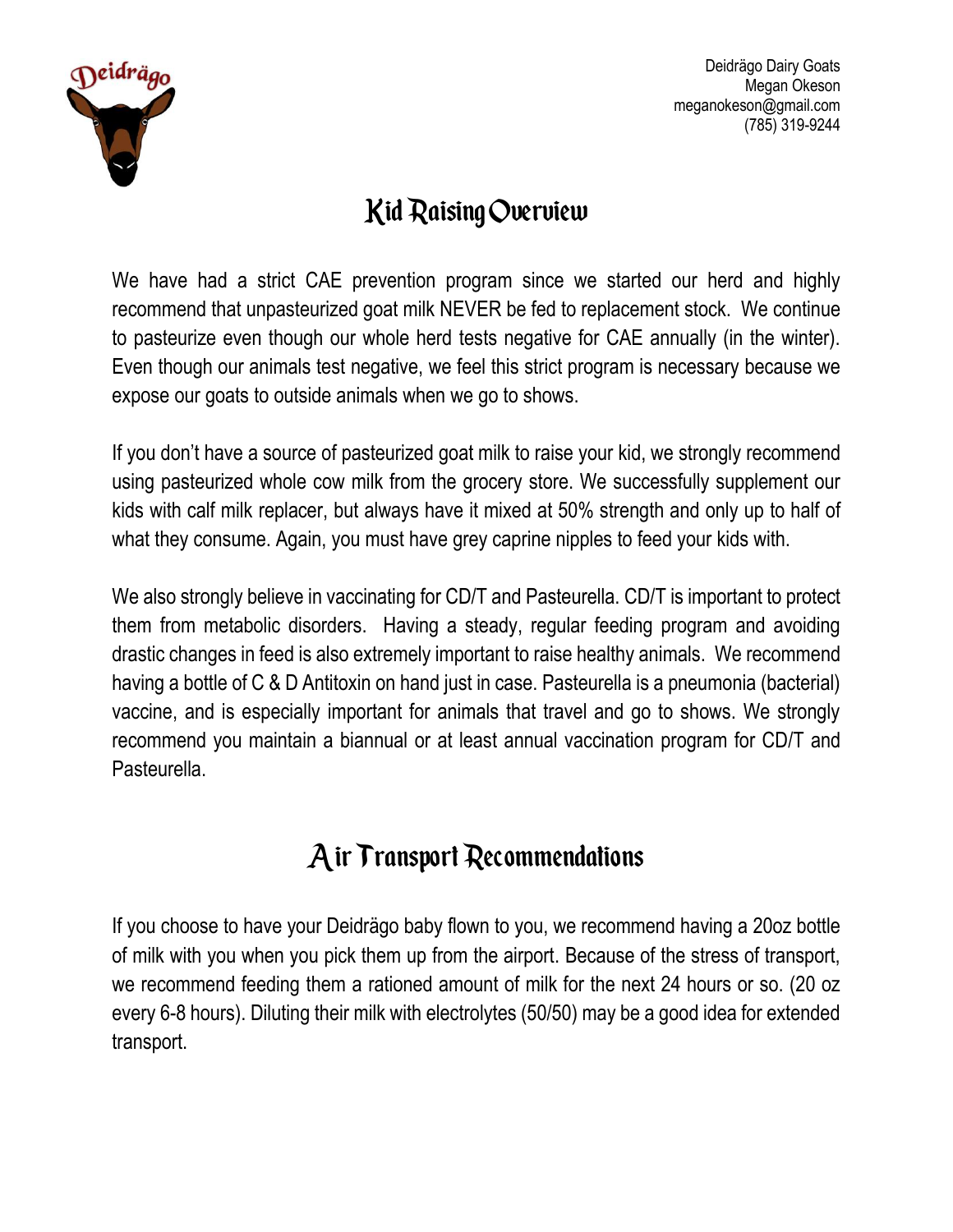Deidrägo Dairy Goats
Megan Okeson
meganokeson@gmail.com
(785) 319-9244

# Kid Raising Overview

We have had a strict CAE prevention program since we started our herd and highly recommend that unpasteurized goat milk NEVER be fed to replacement stock. We continue to pasteurize even though our whole herd tests negative for CAE annually (in the winter). Even though our animals test negative, we feel this strict program is necessary because we expose our goats to outside animals when we go to shows.

If you don't have a source of pasteurized goat milk to raise your kid, we strongly recommend using pasteurized whole cow milk from the grocery store. We successfully supplement our kids with calf milk replacer, but always have it mixed at 50% strength and only up to half of what they consume. Again, you must have grey caprine nipples to feed your kids with.

We also strongly believe in vaccinating for CD/T and Pasteurella. CD/T is important to protect them from metabolic disorders. Having a steady, regular feeding program and avoiding drastic changes in feed is also extremely important to raise healthy animals. We recommend having a bottle of C & D Antitoxin on hand just in case. Pasteurella is a pneumonia (bacterial) vaccine, and is especially important for animals that travel and go to shows. We strongly recommend you maintain a biannual or at least annual vaccination program for CD/T and Pasteurella.

# Air Transport Recommendations

If you choose to have your Deidrägo baby flown to you, we recommend having a 20oz bottle of milk with you when you pick them up from the airport. Because of the stress of transport, we recommend feeding them a rationed amount of milk for the next 24 hours or so. (20 oz every 6-8 hours). Diluting their milk with electrolytes (50/50) may be a good idea for extended transport.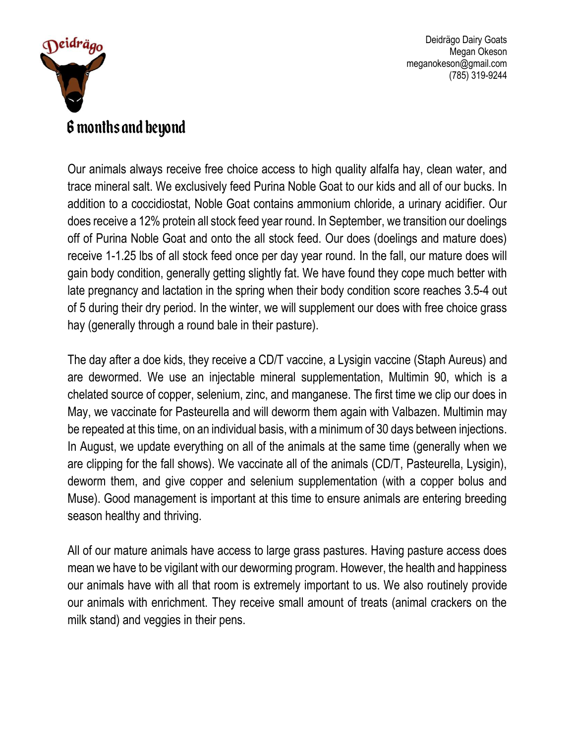Deidrägo Dairy Goats
Megan Okeson
meganokeson@gmail.com
(785) 319-9244

# 6 months and beyond

Our animals always receive free choice access to high quality alfalfa hay, clean water, and trace mineral salt. We exclusively feed Purina Noble Goat to our kids and all of our bucks. In addition to a coccidiostat, Noble Goat contains ammonium chloride, a urinary acidifier. Our does receive a 12% protein all stock feed year round. In September, we transition our doelings off of Purina Noble Goat and onto the all stock feed. Our does (doelings and mature does) receive 1-1.25 lbs of all stock feed once per day year round. In the fall, our mature does will gain body condition, generally getting slightly fat. We have found they cope much better with late pregnancy and lactation in the spring when their body condition score reaches 3.5-4 out of 5 during their dry period. In the winter, we will supplement our does with free choice grass hay (generally through a round bale in their pasture).

The day after a doe kids, they receive a CD/T vaccine, a Lysigin vaccine (Staph Aureus) and are dewormed. We use an injectable mineral supplementation, Multimin 90, which is a chelated source of copper, selenium, zinc, and manganese. The first time we clip our does in May, we vaccinate for Pasteurella and will deworm them again with Valbazen. Multimin may be repeated at this time, on an individual basis, with a minimum of 30 days between injections. In August, we update everything on all of the animals at the same time (generally when we are clipping for the fall shows). We vaccinate all of the animals (CD/T, Pasteurella, Lysigin), deworm them, and give copper and selenium supplementation (with a copper bolus and Muse). Good management is important at this time to ensure animals are entering breeding season healthy and thriving.

All of our mature animals have access to large grass pastures. Having pasture access does mean we have to be vigilant with our deworming program. However, the health and happiness our animals have with all that room is extremely important to us. We also routinely provide our animals with enrichment. They receive small amount of treats (animal crackers on the milk stand) and veggies in their pens.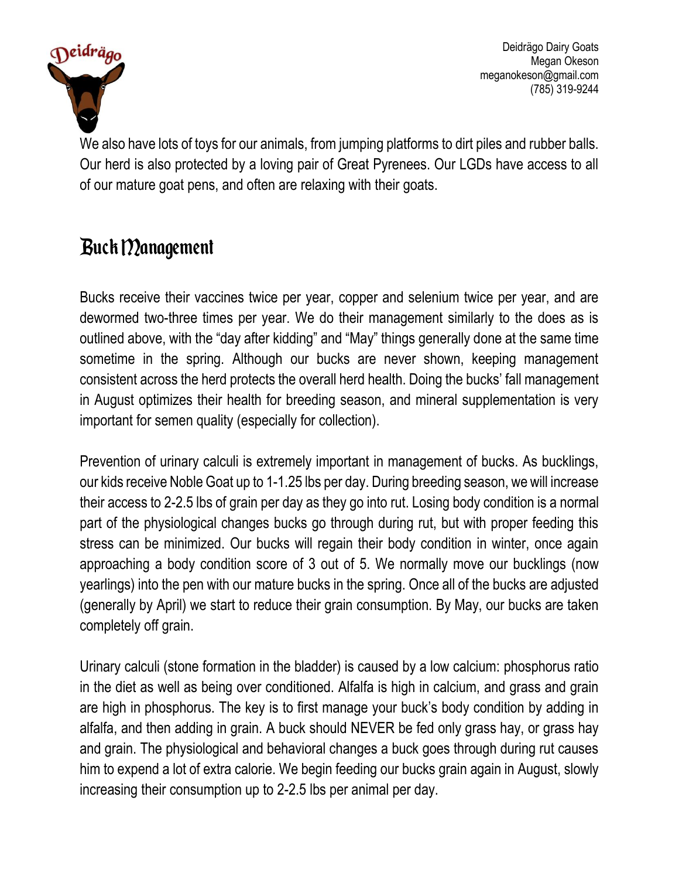We also have lots of toys for our animals, from jumping platforms to dirt piles and rubber balls. Our herd is also protected by a loving pair of Great Pyrenees. Our LGDs have access to all of our mature goat pens, and often are relaxing with their goats.

## Buck Management

Bucks receive their vaccines twice per year, copper and selenium twice per year, and are dewormed two-three times per year. We do their management similarly to the does as is outlined above, with the “day after kidding” and “May” things generally done at the same time sometime in the spring. Although our bucks are never shown, keeping management consistent across the herd protects the overall herd health. Doing the bucks’ fall management in August optimizes their health for breeding season, and mineral supplementation is very important for semen quality (especially for collection).

Prevention of urinary calculi is extremely important in management of bucks. As bucklings, our kids receive Noble Goat up to 1-1.25 lbs per day. During breeding season, we will increase their access to 2-2.5 lbs of grain per day as they go into rut. Losing body condition is a normal part of the physiological changes bucks go through during rut, but with proper feeding this stress can be minimized. Our bucks will regain their body condition in winter, once again approaching a body condition score of 3 out of 5. We normally move our bucklings (now yearlings) into the pen with our mature bucks in the spring. Once all of the bucks are adjusted (generally by April) we start to reduce their grain consumption. By May, our bucks are taken completely off grain.

Urinary calculi (stone formation in the bladder) is caused by a low calcium: phosphorus ratio in the diet as well as being over conditioned. Alfalfa is high in calcium, and grass and grain are high in phosphorus. The key is to first manage your buck’s body condition by adding in alfalfa, and then adding in grain. A buck should NEVER be fed only grass hay, or grass hay and grain. The physiological and behavioral changes a buck goes through during rut causes him to expend a lot of extra calorie. We begin feeding our bucks grain again in August, slowly increasing their consumption up to 2-2.5 lbs per animal per day.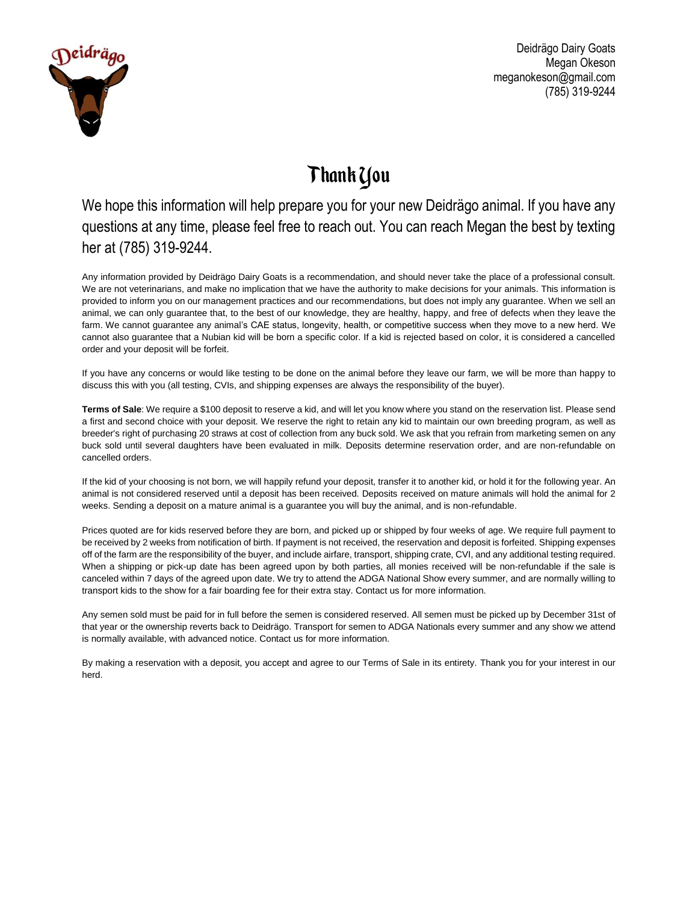Deidrägo Dairy Goats
Megan Okeson
meganokeson@gmail.com
(785) 319-9244

# Thank You

We hope this information will help prepare you for your new Deidrägo animal. If you have any questions at any time, please feel free to reach out. You can reach Megan the best by texting her at (785) 319-9244.

Any information provided by Deidrägo Dairy Goats is a recommendation, and should never take the place of a professional consult. We are not veterinarians, and make no implication that we have the authority to make decisions for your animals. This information is provided to inform you on our management practices and our recommendations, but does not imply any guarantee. When we sell an animal, we can only guarantee that, to the best of our knowledge, they are healthy, happy, and free of defects when they leave the farm. We cannot guarantee any animal's CAE status, longevity, health, or competitive success when they move to a new herd. We cannot also guarantee that a Nubian kid will be born a specific color. If a kid is rejected based on color, it is considered a cancelled order and your deposit will be forfeit.

If you have any concerns or would like testing to be done on the animal before they leave our farm, we will be more than happy to discuss this with you (all testing, CVIs, and shipping expenses are always the responsibility of the buyer).

**Terms of Sale**: We require a $100 deposit to reserve a kid, and will let you know where you stand on the reservation list. Please send a first and second choice with your deposit. We reserve the right to retain any kid to maintain our own breeding program, as well as breeder's right of purchasing 20 straws at cost of collection from any buck sold. We ask that you refrain from marketing semen on any buck sold until several daughters have been evaluated in milk. Deposits determine reservation order, and are non-refundable on cancelled orders.

If the kid of your choosing is not born, we will happily refund your deposit, transfer it to another kid, or hold it for the following year. An animal is not considered reserved until a deposit has been received. Deposits received on mature animals will hold the animal for 2 weeks. Sending a deposit on a mature animal is a guarantee you will buy the animal, and is non-refundable.

Prices quoted are for kids reserved before they are born, and picked up or shipped by four weeks of age. We require full payment to be received by 2 weeks from notification of birth. If payment is not received, the reservation and deposit is forfeited. Shipping expenses off of the farm are the responsibility of the buyer, and include airfare, transport, shipping crate, CVI, and any additional testing required. When a shipping or pick-up date has been agreed upon by both parties, all monies received will be non-refundable if the sale is canceled within 7 days of the agreed upon date. We try to attend the ADGA National Show every summer, and are normally willing to transport kids to the show for a fair boarding fee for their extra stay. Contact us for more information.

Any semen sold must be paid for in full before the semen is considered reserved. All semen must be picked up by December 31st of that year or the ownership reverts back to Deidrägo. Transport for semen to ADGA Nationals every summer and any show we attend is normally available, with advanced notice. Contact us for more information.

By making a reservation with a deposit, you accept and agree to our Terms of Sale in its entirety. Thank you for your interest in our herd.